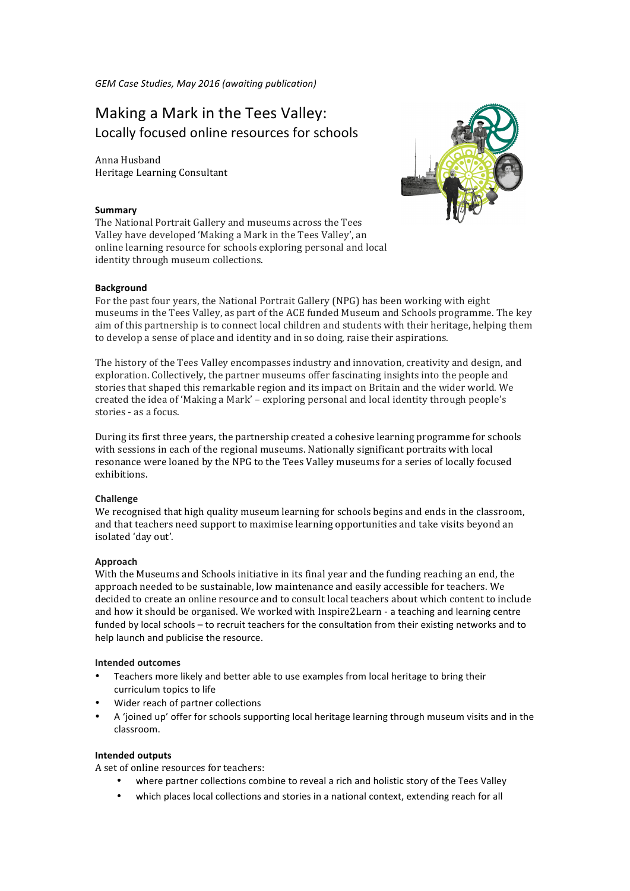*GEM Case Studies, May 2016 (awaiting publication)*

# Making a Mark in the Tees Valley:
## Locally focused online resources for schools

Anna Husband
Heritage Learning Consultant

**Summary**
The National Portrait Gallery and museums across the Tees Valley have developed 'Making a Mark in the Tees Valley', an online learning resource for schools exploring personal and local identity through museum collections.

**Background**
For the past four years, the National Portrait Gallery (NPG) has been working with eight museums in the Tees Valley, as part of the ACE funded Museum and Schools programme. The key aim of this partnership is to connect local children and students with their heritage, helping them to develop a sense of place and identity and in so doing, raise their aspirations.

The history of the Tees Valley encompasses industry and innovation, creativity and design, and exploration. Collectively, the partner museums offer fascinating insights into the people and stories that shaped this remarkable region and its impact on Britain and the wider world. We created the idea of 'Making a Mark' – exploring personal and local identity through people's stories - as a focus.

During its first three years, the partnership created a cohesive learning programme for schools with sessions in each of the regional museums. Nationally significant portraits with local resonance were loaned by the NPG to the Tees Valley museums for a series of locally focused exhibitions.

**Challenge**
We recognised that high quality museum learning for schools begins and ends in the classroom, and that teachers need support to maximise learning opportunities and take visits beyond an isolated 'day out'.

**Approach**
With the Museums and Schools initiative in its final year and the funding reaching an end, the approach needed to be sustainable, low maintenance and easily accessible for teachers. We decided to create an online resource and to consult local teachers about which content to include and how it should be organised. We worked with Inspire2Learn - a teaching and learning centre funded by local schools – to recruit teachers for the consultation from their existing networks and to help launch and publicise the resource.

**Intended outcomes**

- Teachers more likely and better able to use examples from local heritage to bring their curriculum topics to life
- Wider reach of partner collections
- A 'joined up' offer for schools supporting local heritage learning through museum visits and in the classroom.

**Intended outputs**
A set of online resources for teachers:

- where partner collections combine to reveal a rich and holistic story of the Tees Valley
- which places local collections and stories in a national context, extending reach for all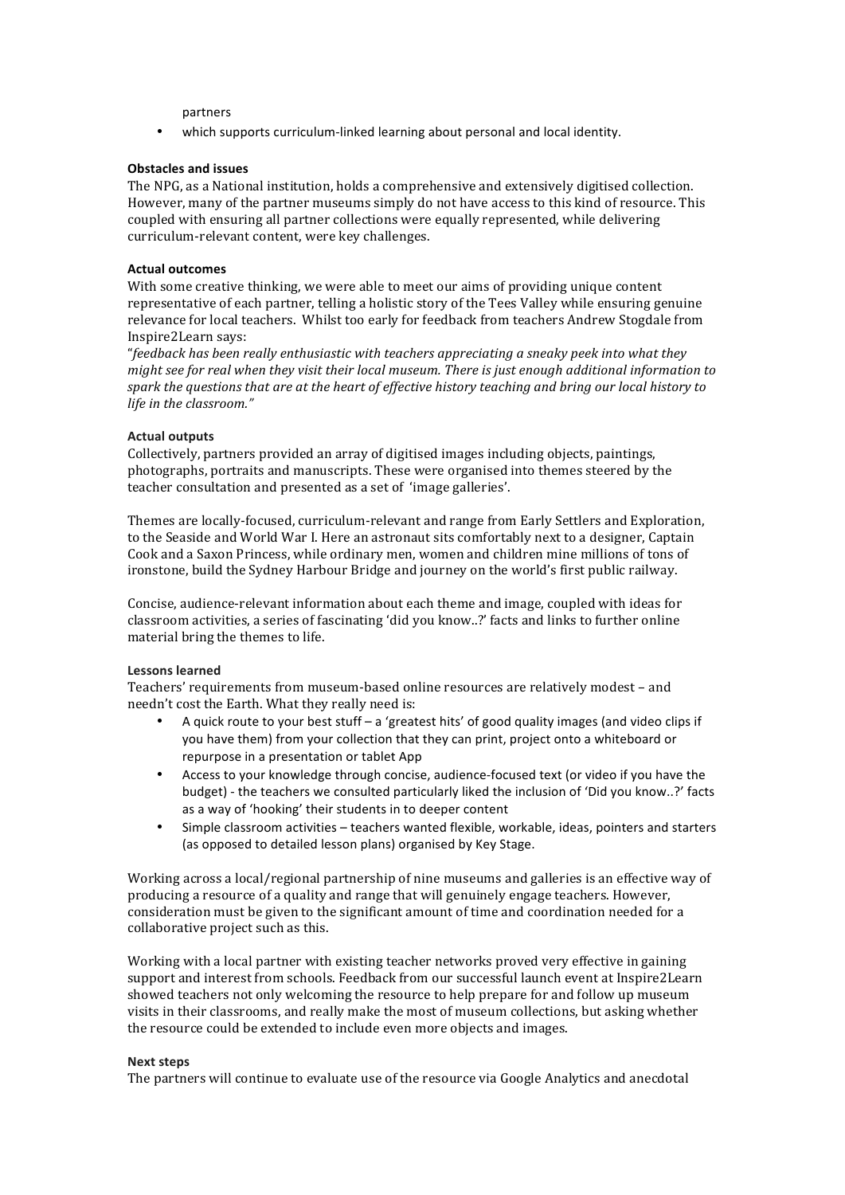partners

- which supports curriculum-linked learning about personal and local identity.

**Obstacles and issues**

The NPG, as a National institution, holds a comprehensive and extensively digitised collection. However, many of the partner museums simply do not have access to this kind of resource. This coupled with ensuring all partner collections were equally represented, while delivering curriculum-relevant content, were key challenges.

**Actual outcomes**

With some creative thinking, we were able to meet our aims of providing unique content representative of each partner, telling a holistic story of the Tees Valley while ensuring genuine relevance for local teachers. Whilst too early for feedback from teachers Andrew Stogdale from Inspire2Learn says:

"*feedback has been really enthusiastic with teachers appreciating a sneaky peek into what they might see for real when they visit their local museum. There is just enough additional information to spark the questions that are at the heart of effective history teaching and bring our local history to life in the classroom."*

**Actual outputs**

Collectively, partners provided an array of digitised images including objects, paintings, photographs, portraits and manuscripts. These were organised into themes steered by the teacher consultation and presented as a set of 'image galleries'.

Themes are locally-focused, curriculum-relevant and range from Early Settlers and Exploration, to the Seaside and World War I. Here an astronaut sits comfortably next to a designer, Captain Cook and a Saxon Princess, while ordinary men, women and children mine millions of tons of ironstone, build the Sydney Harbour Bridge and journey on the world's first public railway.

Concise, audience-relevant information about each theme and image, coupled with ideas for classroom activities, a series of fascinating 'did you know..?' facts and links to further online material bring the themes to life.

**Lessons learned**

Teachers' requirements from museum-based online resources are relatively modest – and needn't cost the Earth. What they really need is:

- A quick route to your best stuff – a 'greatest hits' of good quality images (and video clips if you have them) from your collection that they can print, project onto a whiteboard or repurpose in a presentation or tablet App
- Access to your knowledge through concise, audience-focused text (or video if you have the budget) - the teachers we consulted particularly liked the inclusion of 'Did you know..?' facts as a way of 'hooking' their students in to deeper content
- Simple classroom activities – teachers wanted flexible, workable, ideas, pointers and starters (as opposed to detailed lesson plans) organised by Key Stage.

Working across a local/regional partnership of nine museums and galleries is an effective way of producing a resource of a quality and range that will genuinely engage teachers. However, consideration must be given to the significant amount of time and coordination needed for a collaborative project such as this.

Working with a local partner with existing teacher networks proved very effective in gaining support and interest from schools. Feedback from our successful launch event at Inspire2Learn showed teachers not only welcoming the resource to help prepare for and follow up museum visits in their classrooms, and really make the most of museum collections, but asking whether the resource could be extended to include even more objects and images.

**Next steps**

The partners will continue to evaluate use of the resource via Google Analytics and anecdotal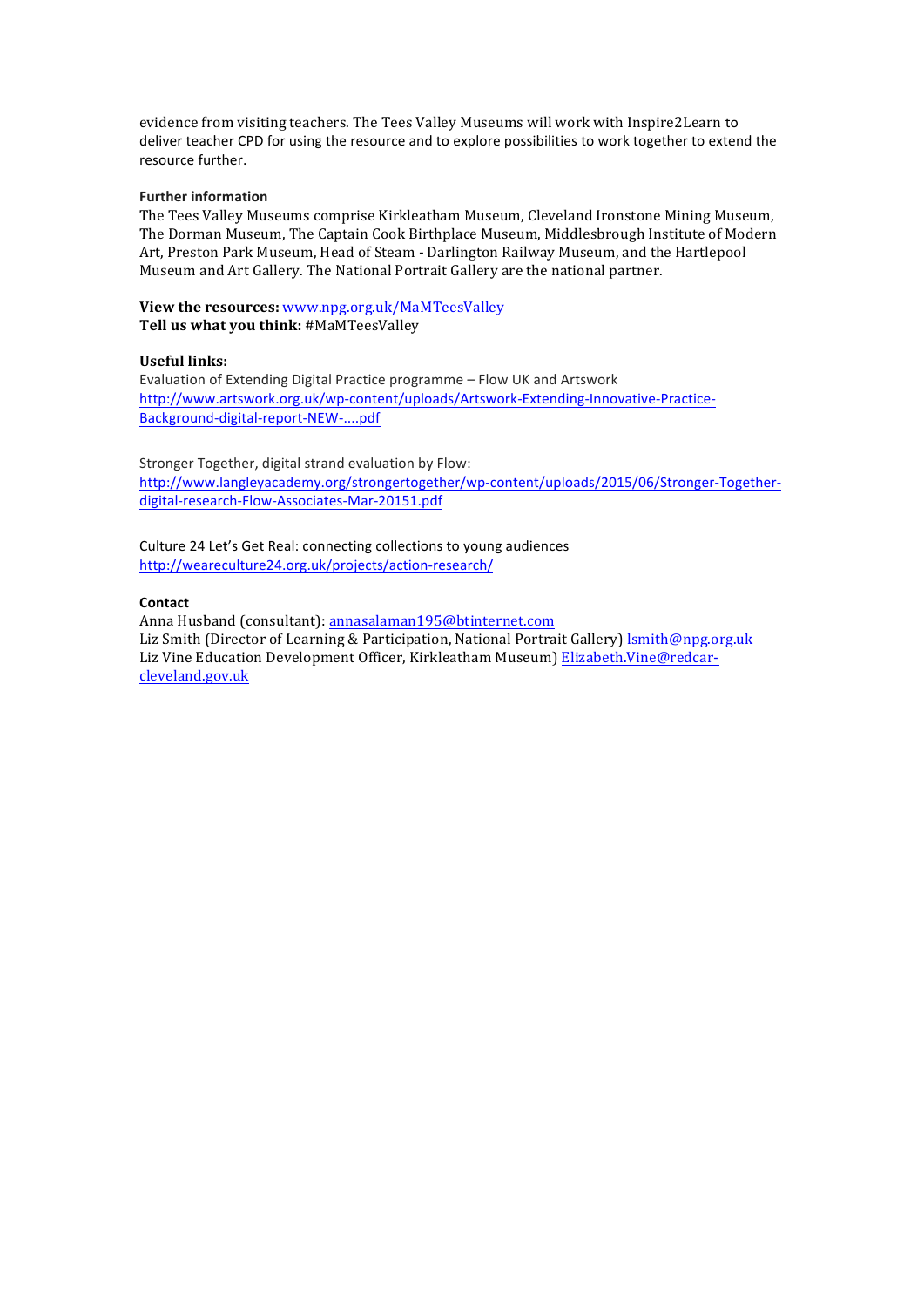evidence from visiting teachers. The Tees Valley Museums will work with Inspire2Learn to deliver teacher CPD for using the resource and to explore possibilities to work together to extend the resource further.

**Further information**

The Tees Valley Museums comprise Kirkleatham Museum, Cleveland Ironstone Mining Museum, The Dorman Museum, The Captain Cook Birthplace Museum, Middlesbrough Institute of Modern Art, Preston Park Museum, Head of Steam - Darlington Railway Museum, and the Hartlepool Museum and Art Gallery. The National Portrait Gallery are the national partner.

**View the resources:** www.npg.org.uk/MaMTeesValley
**Tell us what you think:** #MaMTeesValley

**Useful links:**

Evaluation of Extending Digital Practice programme – Flow UK and Artswork
http://www.artswork.org.uk/wp-content/uploads/Artswork-Extending-Innovative-Practice-Background-digital-report-NEW-....pdf

Stronger Together, digital strand evaluation by Flow:
http://www.langleyacademy.org/strongertogether/wp-content/uploads/2015/06/Stronger-Together-digital-research-Flow-Associates-Mar-20151.pdf

Culture 24 Let's Get Real: connecting collections to young audiences
http://weareculture24.org.uk/projects/action-research/

**Contact**

Anna Husband (consultant): annasalaman195@btinternet.com
Liz Smith (Director of Learning & Participation, National Portrait Gallery) lsmith@npg.org.uk
Liz Vine Education Development Officer, Kirkleatham Museum) Elizabeth.Vine@redcar-cleveland.gov.uk